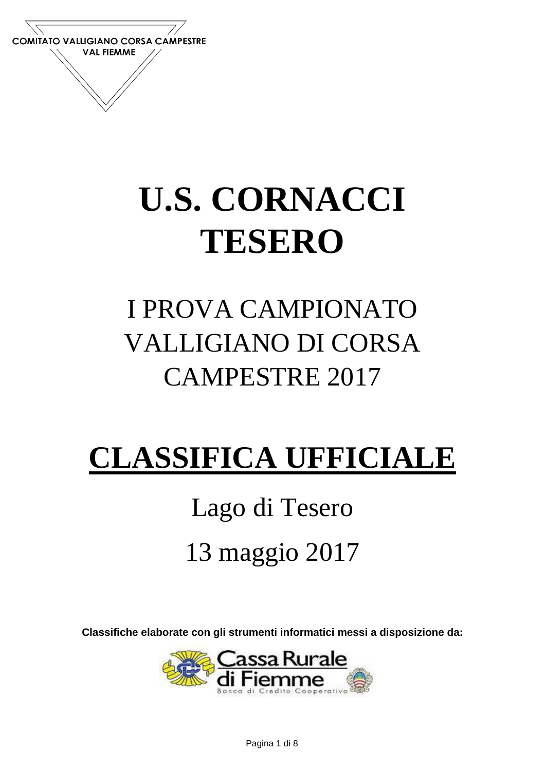COMITATO VALLIGIANO CORSA CAMPESTRE
VAL FIEMME

# U.S. CORNACCI TESERO

## I PROVA CAMPIONATO VALLIGIANO DI CORSA CAMPESTRE 2017

# CLASSIFICA UFFICIALE

## Lago di Tesero

## 13 maggio 2017

**Classifiche elaborate con gli strumenti informatici messi a disposizione da:**

Cassa Rurale di Fiemme
Banca di Credito Cooperativo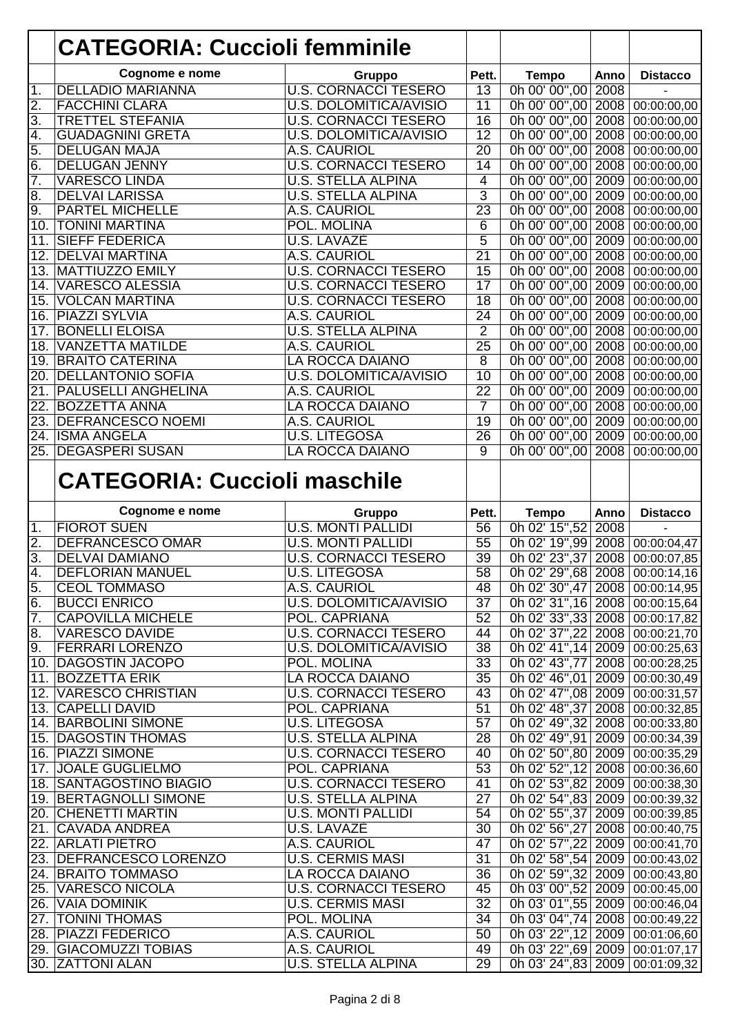## CATEGORIA: Cuccioli femminile

| | Cognome e nome | Gruppo | Pett. | Tempo | Anno | Distacco |
|---|---|---|---|---|---|---|
| 1. | DELLADIO MARIANNA | U.S. CORNACCI TESERO | 13 | 0h 00' 00",00 | 2008 | - |
| 2. | FACCHINI CLARA | U.S. DOLOMITICA/AVISIO | 11 | 0h 00' 00",00 | 2008 | 00:00:00,00 |
| 3. | TRETTEL STEFANIA | U.S. CORNACCI TESERO | 16 | 0h 00' 00",00 | 2008 | 00:00:00,00 |
| 4. | GUADAGNINI GRETA | U.S. DOLOMITICA/AVISIO | 12 | 0h 00' 00",00 | 2008 | 00:00:00,00 |
| 5. | DELUGAN MAJA | A.S. CAURIOL | 20 | 0h 00' 00",00 | 2008 | 00:00:00,00 |
| 6. | DELUGAN JENNY | U.S. CORNACCI TESERO | 14 | 0h 00' 00",00 | 2008 | 00:00:00,00 |
| 7. | VARESCO LINDA | U.S. STELLA ALPINA | 4 | 0h 00' 00",00 | 2009 | 00:00:00,00 |
| 8. | DELVAI LARISSA | U.S. STELLA ALPINA | 3 | 0h 00' 00",00 | 2009 | 00:00:00,00 |
| 9. | PARTEL MICHELLE | A.S. CAURIOL | 23 | 0h 00' 00",00 | 2008 | 00:00:00,00 |
| 10. | TONINI MARTINA | POL. MOLINA | 6 | 0h 00' 00",00 | 2008 | 00:00:00,00 |
| 11. | SIEFF FEDERICA | U.S. LAVAZÈ | 5 | 0h 00' 00",00 | 2009 | 00:00:00,00 |
| 12. | DELVAI MARTINA | A.S. CAURIOL | 21 | 0h 00' 00",00 | 2008 | 00:00:00,00 |
| 13. | MATTIUZZO EMILY | U.S. CORNACCI TESERO | 15 | 0h 00' 00",00 | 2008 | 00:00:00,00 |
| 14. | VARESCO ALESSIA | U.S. CORNACCI TESERO | 17 | 0h 00' 00",00 | 2009 | 00:00:00,00 |
| 15. | VOLCAN MARTINA | U.S. CORNACCI TESERO | 18 | 0h 00' 00",00 | 2008 | 00:00:00,00 |
| 16. | PIAZZI SYLVIA | A.S. CAURIOL | 24 | 0h 00' 00",00 | 2009 | 00:00:00,00 |
| 17. | BONELLI ELOISA | U.S. STELLA ALPINA | 2 | 0h 00' 00",00 | 2008 | 00:00:00,00 |
| 18. | VANZETTA MATILDE | A.S. CAURIOL | 25 | 0h 00' 00",00 | 2008 | 00:00:00,00 |
| 19. | BRAITO CATERINA | LA ROCCA DAIANO | 8 | 0h 00' 00",00 | 2008 | 00:00:00,00 |
| 20. | DELLANTONIO SOFIA | U.S. DOLOMITICA/AVISIO | 10 | 0h 00' 00",00 | 2008 | 00:00:00,00 |
| 21. | PALUSELLI ANGHELINA | A.S. CAURIOL | 22 | 0h 00' 00",00 | 2009 | 00:00:00,00 |
| 22. | BOZZETTA ANNA | LA ROCCA DAIANO | 7 | 0h 00' 00",00 | 2008 | 00:00:00,00 |
| 23. | DEFRANCESCO NOEMI | A.S. CAURIOL | 19 | 0h 00' 00",00 | 2009 | 00:00:00,00 |
| 24. | ISMA ANGELA | U.S. LITEGOSA | 26 | 0h 00' 00",00 | 2009 | 00:00:00,00 |
| 25. | DEGASPERI SUSAN | LA ROCCA DAIANO | 9 | 0h 00' 00",00 | 2008 | 00:00:00,00 |

## CATEGORIA: Cuccioli maschile

| | Cognome e nome | Gruppo | Pett. | Tempo | Anno | Distacco |
|---|---|---|---|---|---|---|
| 1. | FIOROT SUEN | U.S. MONTI PALLIDI | 56 | 0h 02' 15",52 | 2008 | - |
| 2. | DEFRANCESCO OMAR | U.S. MONTI PALLIDI | 55 | 0h 02' 19",99 | 2008 | 00:00:04,47 |
| 3. | DELVAI DAMIANO | U.S. CORNACCI TESERO | 39 | 0h 02' 23",37 | 2008 | 00:00:07,85 |
| 4. | DEFLORIAN MANUEL | U.S. LITEGOSA | 58 | 0h 02' 29",68 | 2008 | 00:00:14,16 |
| 5. | CEOL TOMMASO | A.S. CAURIOL | 48 | 0h 02' 30",47 | 2008 | 00:00:14,95 |
| 6. | BUCCI ENRICO | U.S. DOLOMITICA/AVISIO | 37 | 0h 02' 31",16 | 2008 | 00:00:15,64 |
| 7. | CAPOVILLA MICHELE | POL. CAPRIANA | 52 | 0h 02' 33",33 | 2008 | 00:00:17,82 |
| 8. | VARESCO DAVIDE | U.S. CORNACCI TESERO | 44 | 0h 02' 37",22 | 2008 | 00:00:21,70 |
| 9. | FERRARI LORENZO | U.S. DOLOMITICA/AVISIO | 38 | 0h 02' 41",14 | 2009 | 00:00:25,63 |
| 10. | DAGOSTIN JACOPO | POL. MOLINA | 33 | 0h 02' 43",77 | 2008 | 00:00:28,25 |
| 11. | BOZZETTA ERIK | LA ROCCA DAIANO | 35 | 0h 02' 46",01 | 2009 | 00:00:30,49 |
| 12. | VARESCO CHRISTIAN | U.S. CORNACCI TESERO | 43 | 0h 02' 47",08 | 2009 | 00:00:31,57 |
| 13. | CAPELLI DAVID | POL. CAPRIANA | 51 | 0h 02' 48",37 | 2008 | 00:00:32,85 |
| 14. | BARBOLINI SIMONE | U.S. LITEGOSA | 57 | 0h 02' 49",32 | 2008 | 00:00:33,80 |
| 15. | DAGOSTIN THOMAS | U.S. STELLA ALPINA | 28 | 0h 02' 49",91 | 2009 | 00:00:34,39 |
| 16. | PIAZZI SIMONE | U.S. CORNACCI TESERO | 40 | 0h 02' 50",80 | 2009 | 00:00:35,29 |
| 17. | JOALE GUGLIELMO | POL. CAPRIANA | 53 | 0h 02' 52",12 | 2008 | 00:00:36,60 |
| 18. | SANTAGOSTINO BIAGIO | U.S. CORNACCI TESERO | 41 | 0h 02' 53",82 | 2009 | 00:00:38,30 |
| 19. | BERTAGNOLLI SIMONE | U.S. STELLA ALPINA | 27 | 0h 02' 54",83 | 2009 | 00:00:39,32 |
| 20. | CHENETTI MARTIN | U.S. MONTI PALLIDI | 54 | 0h 02' 55",37 | 2009 | 00:00:39,85 |
| 21. | CAVADA ANDREA | U.S. LAVAZÈ | 30 | 0h 02' 56",27 | 2008 | 00:00:40,75 |
| 22. | ARLATI PIETRO | A.S. CAURIOL | 47 | 0h 02' 57",22 | 2009 | 00:00:41,70 |
| 23. | DEFRANCESCO LORENZO | U.S. CERMIS MASI | 31 | 0h 02' 58",54 | 2009 | 00:00:43,02 |
| 24. | BRAITO TOMMASO | LA ROCCA DAIANO | 36 | 0h 02' 59",32 | 2009 | 00:00:43,80 |
| 25. | VARESCO NICOLA | U.S. CORNACCI TESERO | 45 | 0h 03' 00",52 | 2009 | 00:00:45,00 |
| 26. | VAIA DOMINIK | U.S. CERMIS MASI | 32 | 0h 03' 01",55 | 2009 | 00:00:46,04 |
| 27. | TONINI THOMAS | POL. MOLINA | 34 | 0h 03' 04",74 | 2008 | 00:00:49,22 |
| 28. | PIAZZI FEDERICO | A.S. CAURIOL | 50 | 0h 03' 22",12 | 2009 | 00:01:06,60 |
| 29. | GIACOMUZZI TOBIAS | A.S. CAURIOL | 49 | 0h 03' 22",69 | 2009 | 00:01:07,17 |
| 30. | ZATTONI ALAN | U.S. STELLA ALPINA | 29 | 0h 03' 24",83 | 2009 | 00:01:09,32 |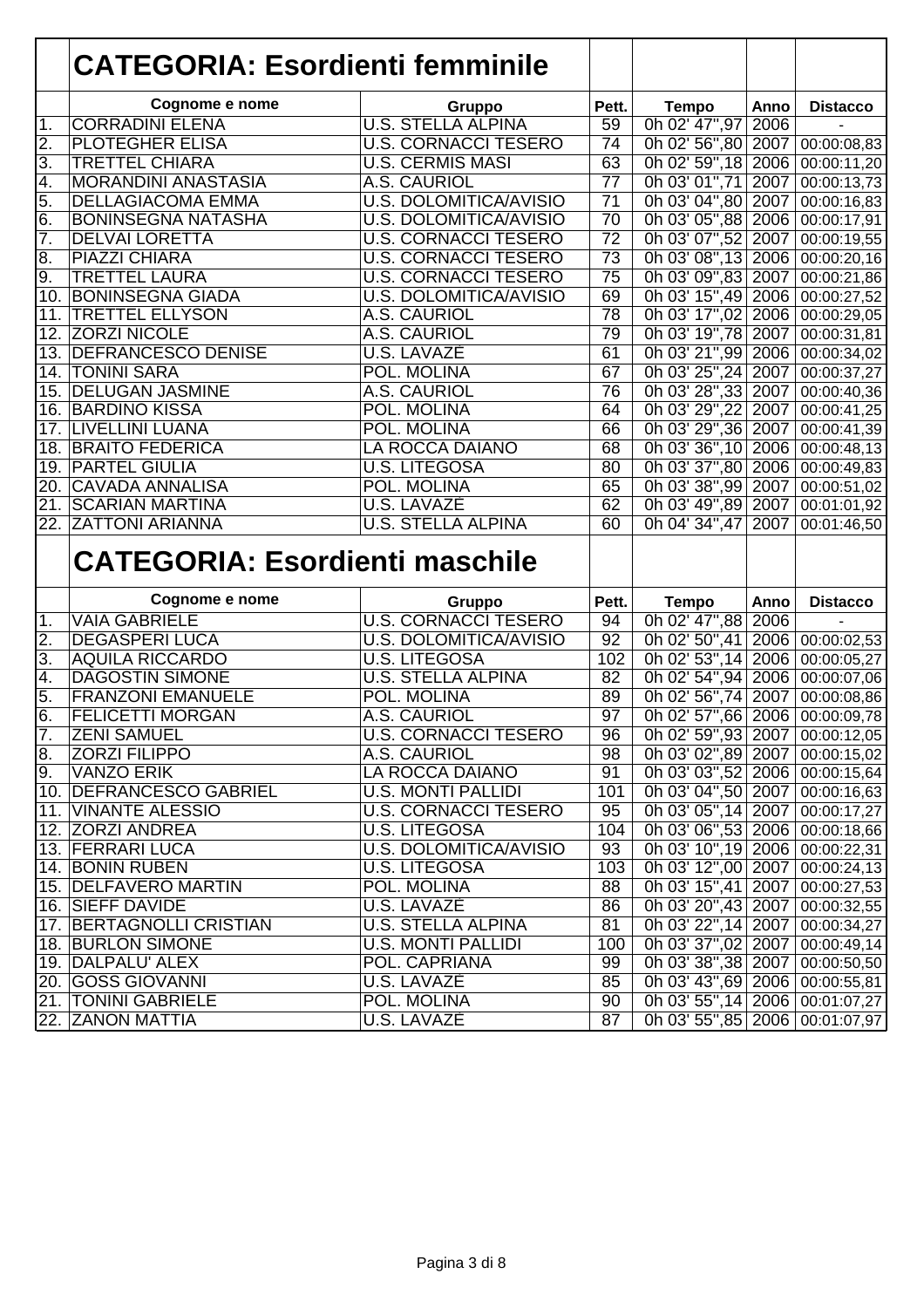## CATEGORIA: Esordienti femminile

| | Cognome e nome | Gruppo | Pett. | Tempo | Anno | Distacco |
|---|---|---|---|---|---|---|
| 1. | CORRADINI ELENA | U.S. STELLA ALPINA | 59 | 0h 02' 47",97 | 2006 | - |
| 2. | PLOTEGHER ELISA | U.S. CORNACCI TESERO | 74 | 0h 02' 56",80 | 2007 | 00:00:08,83 |
| 3. | TRETTEL CHIARA | U.S. CERMIS MASI | 63 | 0h 02' 59",18 | 2006 | 00:00:11,20 |
| 4. | MORANDINI ANASTASIA | A.S. CAURIOL | 77 | 0h 03' 01",71 | 2007 | 00:00:13,73 |
| 5. | DELLAGIACOMA EMMA | U.S. DOLOMITICA/AVISIO | 71 | 0h 03' 04",80 | 2007 | 00:00:16,83 |
| 6. | BONINSEGNA NATASHA | U.S. DOLOMITICA/AVISIO | 70 | 0h 03' 05",88 | 2006 | 00:00:17,91 |
| 7. | DELVAI LORETTA | U.S. CORNACCI TESERO | 72 | 0h 03' 07",52 | 2007 | 00:00:19,55 |
| 8. | PIAZZI CHIARA | U.S. CORNACCI TESERO | 73 | 0h 03' 08",13 | 2006 | 00:00:20,16 |
| 9. | TRETTEL LAURA | U.S. CORNACCI TESERO | 75 | 0h 03' 09",83 | 2007 | 00:00:21,86 |
| 10. | BONINSEGNA GIADA | U.S. DOLOMITICA/AVISIO | 69 | 0h 03' 15",49 | 2006 | 00:00:27,52 |
| 11. | TRETTEL ELLYSON | A.S. CAURIOL | 78 | 0h 03' 17",02 | 2006 | 00:00:29,05 |
| 12. | ZORZI NICOLE | A.S. CAURIOL | 79 | 0h 03' 19",78 | 2007 | 00:00:31,81 |
| 13. | DEFRANCESCO DENISE | U.S. LAVAZE | 61 | 0h 03' 21",99 | 2006 | 00:00:34,02 |
| 14. | TONINI SARA | POL. MOLINA | 67 | 0h 03' 25",24 | 2007 | 00:00:37,27 |
| 15. | DELUGAN JASMINE | A.S. CAURIOL | 76 | 0h 03' 28",33 | 2007 | 00:00:40,36 |
| 16. | BARDINO KISSA | POL. MOLINA | 64 | 0h 03' 29",22 | 2007 | 00:00:41,25 |
| 17. | LIVELLINI LUANA | POL. MOLINA | 66 | 0h 03' 29",36 | 2007 | 00:00:41,39 |
| 18. | BRAITO FEDERICA | LA ROCCA DAIANO | 68 | 0h 03' 36",10 | 2006 | 00:00:48,13 |
| 19. | PARTEL GIULIA | U.S. LITEGOSA | 80 | 0h 03' 37",80 | 2006 | 00:00:49,83 |
| 20. | CAVADA ANNALISA | POL. MOLINA | 65 | 0h 03' 38",99 | 2007 | 00:00:51,02 |
| 21. | SCARIAN MARTINA | U.S. LAVAZE | 62 | 0h 03' 49",89 | 2007 | 00:01:01,92 |
| 22. | ZATTONI ARIANNA | U.S. STELLA ALPINA | 60 | 0h 04' 34",47 | 2007 | 00:01:46,50 |

## CATEGORIA: Esordienti maschile

| | Cognome e nome | Gruppo | Pett. | Tempo | Anno | Distacco |
|---|---|---|---|---|---|---|
| 1. | VAIA GABRIELE | U.S. CORNACCI TESERO | 94 | 0h 02' 47",88 | 2006 | - |
| 2. | DEGASPERI LUCA | U.S. DOLOMITICA/AVISIO | 92 | 0h 02' 50",41 | 2006 | 00:00:02,53 |
| 3. | AQUILA RICCARDO | U.S. LITEGOSA | 102 | 0h 02' 53",14 | 2006 | 00:00:05,27 |
| 4. | DAGOSTIN SIMONE | U.S. STELLA ALPINA | 82 | 0h 02' 54",94 | 2006 | 00:00:07,06 |
| 5. | FRANZONI EMANUELE | POL. MOLINA | 89 | 0h 02' 56",74 | 2007 | 00:00:08,86 |
| 6. | FELICETTI MORGAN | A.S. CAURIOL | 97 | 0h 02' 57",66 | 2006 | 00:00:09,78 |
| 7. | ZENI SAMUEL | U.S. CORNACCI TESERO | 96 | 0h 02' 59",93 | 2007 | 00:00:12,05 |
| 8. | ZORZI FILIPPO | A.S. CAURIOL | 98 | 0h 03' 02",89 | 2007 | 00:00:15,02 |
| 9. | VANZO ERIK | LA ROCCA DAIANO | 91 | 0h 03' 03",52 | 2006 | 00:00:15,64 |
| 10. | DEFRANCESCO GABRIEL | U.S. MONTI PALLIDI | 101 | 0h 03' 04",50 | 2007 | 00:00:16,63 |
| 11. | VINANTE ALESSIO | U.S. CORNACCI TESERO | 95 | 0h 03' 05",14 | 2007 | 00:00:17,27 |
| 12. | ZORZI ANDREA | U.S. LITEGOSA | 104 | 0h 03' 06",53 | 2006 | 00:00:18,66 |
| 13. | FERRARI LUCA | U.S. DOLOMITICA/AVISIO | 93 | 0h 03' 10",19 | 2006 | 00:00:22,31 |
| 14. | BONIN RUBEN | U.S. LITEGOSA | 103 | 0h 03' 12",00 | 2007 | 00:00:24,13 |
| 15. | DELFAVERO MARTIN | POL. MOLINA | 88 | 0h 03' 15",41 | 2007 | 00:00:27,53 |
| 16. | SIEFF DAVIDE | U.S. LAVAZE | 86 | 0h 03' 20",43 | 2007 | 00:00:32,55 |
| 17. | BERTAGNOLLI CRISTIAN | U.S. STELLA ALPINA | 81 | 0h 03' 22",14 | 2007 | 00:00:34,27 |
| 18. | BURLON SIMONE | U.S. MONTI PALLIDI | 100 | 0h 03' 37",02 | 2007 | 00:00:49,14 |
| 19. | DALPALU' ALEX | POL. CAPRIANA | 99 | 0h 03' 38",38 | 2007 | 00:00:50,50 |
| 20. | GOSS GIOVANNI | U.S. LAVAZE | 85 | 0h 03' 43",69 | 2006 | 00:00:55,81 |
| 21. | TONINI GABRIELE | POL. MOLINA | 90 | 0h 03' 55",14 | 2007 | 00:01:07,27 |
| 22. | ZANON MATTIA | U.S. LAVAZE | 87 | 0h 03' 55",85 | 2006 | 00:01:07,97 |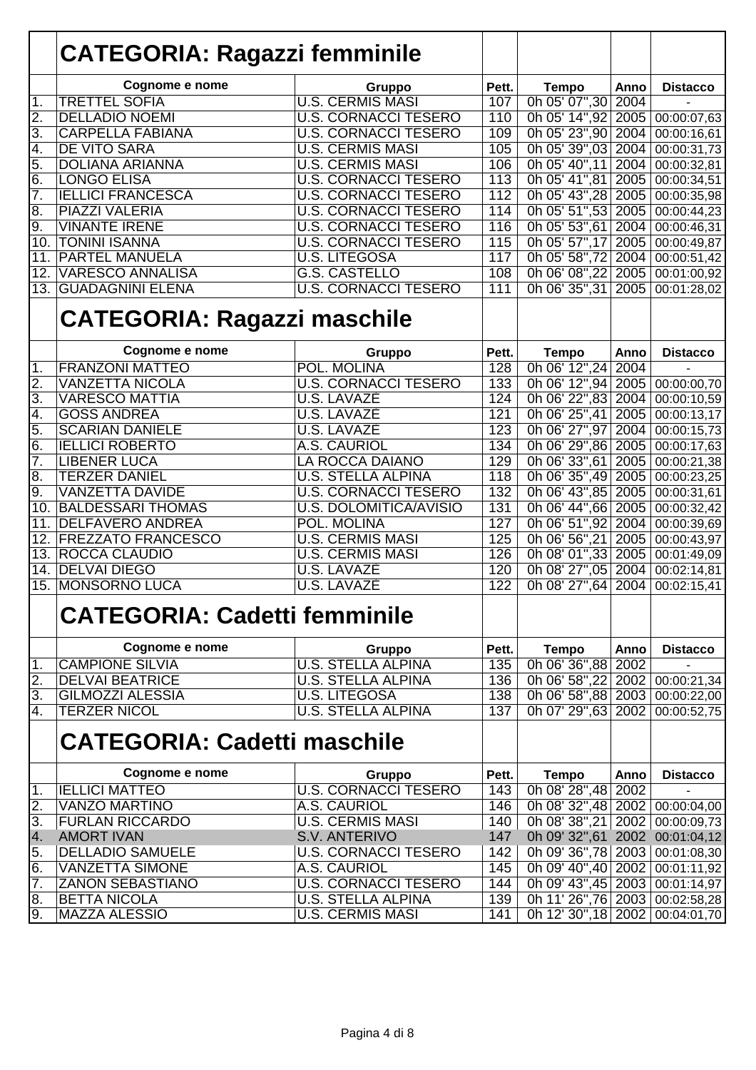## CATEGORIA: Ragazzi femminile

| | Cognome e nome | Gruppo | Pett. | Tempo | Anno | Distacco |
|---|---|---|---|---|---|---|
| 1. | TRETTEL SOFIA | U.S. CERMIS MASI | 107 | 0h 05' 07",30 | 2004 | - |
| 2. | DELLADIO NOEMI | U.S. CORNACCI TESERO | 110 | 0h 05' 14",92 | 2005 | 00:00:07,63 |
| 3. | CARPELLA FABIANA | U.S. CORNACCI TESERO | 109 | 0h 05' 23",90 | 2004 | 00:00:16,61 |
| 4. | DE VITO SARA | U.S. CERMIS MASI | 105 | 0h 05' 39",03 | 2004 | 00:00:31,73 |
| 5. | DOLIANA ARIANNA | U.S. CERMIS MASI | 106 | 0h 05' 40",11 | 2004 | 00:00:32,81 |
| 6. | LONGO ELISA | U.S. CORNACCI TESERO | 113 | 0h 05' 41",81 | 2005 | 00:00:34,51 |
| 7. | IELLICI FRANCESCA | U.S. CORNACCI TESERO | 112 | 0h 05' 43",28 | 2005 | 00:00:35,98 |
| 8. | PIAZZI VALERIA | U.S. CORNACCI TESERO | 114 | 0h 05' 51",53 | 2005 | 00:00:44,23 |
| 9. | VINANTE IRENE | U.S. CORNACCI TESERO | 116 | 0h 05' 53",61 | 2004 | 00:00:46,31 |
| 10. | TONINI ISANNA | U.S. CORNACCI TESERO | 115 | 0h 05' 57",17 | 2005 | 00:00:49,87 |
| 11. | PARTEL MANUELA | U.S. LITEGOSA | 117 | 0h 05' 58",72 | 2004 | 00:00:51,42 |
| 12. | VARESCO ANNALISA | G.S. CASTELLO | 108 | 0h 06' 08",22 | 2005 | 00:01:00,92 |
| 13. | GUADAGNINI ELENA | U.S. CORNACCI TESERO | 111 | 0h 06' 35",31 | 2005 | 00:01:28,02 |

## CATEGORIA: Ragazzi maschile

| | Cognome e nome | Gruppo | Pett. | Tempo | Anno | Distacco |
|---|---|---|---|---|---|---|
| 1. | FRANZONI MATTEO | POL. MOLINA | 128 | 0h 06' 12",24 | 2004 | - |
| 2. | VANZETTA NICOLA | U.S. CORNACCI TESERO | 133 | 0h 06' 12",94 | 2005 | 00:00:00,70 |
| 3. | VARESCO MATTIA | U.S. LAVAZÈ | 124 | 0h 06' 22",83 | 2004 | 00:00:10,59 |
| 4. | GOSS ANDREA | U.S. LAVAZÈ | 121 | 0h 06' 25",41 | 2005 | 00:00:13,17 |
| 5. | SCARIAN DANIELE | U.S. LAVAZÈ | 123 | 0h 06' 27",97 | 2004 | 00:00:15,73 |
| 6. | IELLICI ROBERTO | A.S. CAURIOL | 134 | 0h 06' 29",86 | 2005 | 00:00:17,63 |
| 7. | LIBENER LUCA | LA ROCCA DAIANO | 129 | 0h 06' 33",61 | 2005 | 00:00:21,38 |
| 8. | TERZER DANIEL | U.S. STELLA ALPINA | 118 | 0h 06' 35",49 | 2005 | 00:00:23,25 |
| 9. | VANZETTA DAVIDE | U.S. CORNACCI TESERO | 132 | 0h 06' 43",85 | 2005 | 00:00:31,61 |
| 10. | BALDESSARI THOMAS | U.S. DOLOMITICA/AVISIO | 131 | 0h 06' 44",66 | 2005 | 00:00:32,42 |
| 11. | DELFAVERO ANDREA | POL. MOLINA | 127 | 0h 06' 51",92 | 2004 | 00:00:39,69 |
| 12. | FREZZATO FRANCESCO | U.S. CERMIS MASI | 125 | 0h 06' 56",21 | 2005 | 00:00:43,97 |
| 13. | ROCCA CLAUDIO | U.S. CERMIS MASI | 126 | 0h 08' 01",33 | 2005 | 00:01:49,09 |
| 14. | DELVAI DIEGO | U.S. LAVAZÈ | 120 | 0h 08' 27",05 | 2004 | 00:02:14,81 |
| 15. | MONSORNO LUCA | U.S. LAVAZÈ | 122 | 0h 08' 27",64 | 2004 | 00:02:15,41 |

## CATEGORIA: Cadetti femminile

| | Cognome e nome | Gruppo | Pett. | Tempo | Anno | Distacco |
|---|---|---|---|---|---|---|
| 1. | CAMPIONE SILVIA | U.S. STELLA ALPINA | 135 | 0h 06' 36",88 | 2002 | - |
| 2. | DELVAI BEATRICE | U.S. STELLA ALPINA | 136 | 0h 06' 58",22 | 2002 | 00:00:21,34 |
| 3. | GILMOZZI ALESSIA | U.S. LITEGOSA | 138 | 0h 06' 58",88 | 2003 | 00:00:22,00 |
| 4. | TERZER NICOL | U.S. STELLA ALPINA | 137 | 0h 07' 29",63 | 2002 | 00:00:52,75 |

## CATEGORIA: Cadetti maschile

| | Cognome e nome | Gruppo | Pett. | Tempo | Anno | Distacco |
|---|---|---|---|---|---|---|
| 1. | IELLICI MATTEO | U.S. CORNACCI TESERO | 143 | 0h 08' 28",48 | 2002 | - |
| 2. | VANZO MARTINO | A.S. CAURIOL | 146 | 0h 08' 32",48 | 2002 | 00:00:04,00 |
| 3. | FURLAN RICCARDO | U.S. CERMIS MASI | 140 | 0h 08' 38",21 | 2002 | 00:00:09,73 |
| 4. | AMORT IVAN | S.V. ANTERIVO | 147 | 0h 09' 32",61 | 2002 | 00:01:04,12 |
| 5. | DELLADIO SAMUELE | U.S. CORNACCI TESERO | 142 | 0h 09' 36",78 | 2003 | 00:01:08,30 |
| 6. | VANZETTA SIMONE | A.S. CAURIOL | 145 | 0h 09' 40",40 | 2002 | 00:01:11,92 |
| 7. | ZANON SEBASTIANO | U.S. CORNACCI TESERO | 144 | 0h 09' 43",45 | 2003 | 00:01:14,97 |
| 8. | BETTA NICOLA | U.S. STELLA ALPINA | 139 | 0h 11' 26",76 | 2003 | 00:02:58,28 |
| 9. | MAZZA ALESSIO | U.S. CERMIS MASI | 141 | 0h 12' 30",18 | 2002 | 00:04:01,70 |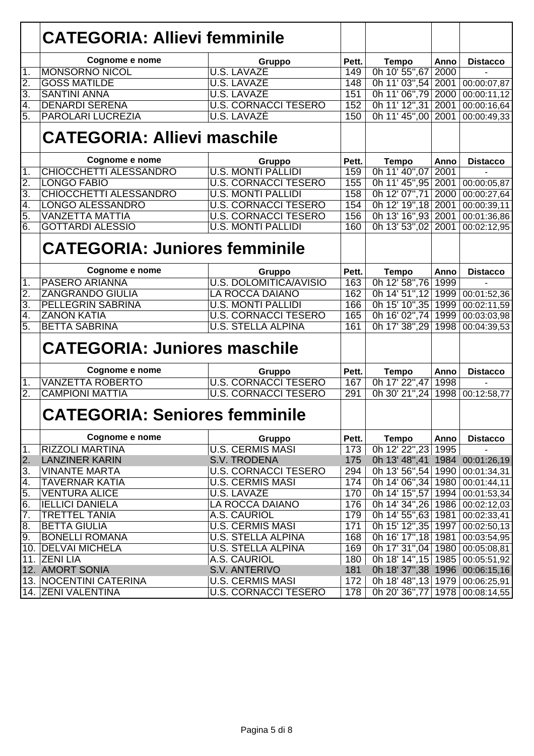## CATEGORIA: Allievi femminile

| | Cognome e nome | Gruppo | Pett. | Tempo | Anno | Distacco |
|---|---|---|---|---|---|---|
| 1. | MONSORNO NICOL | U.S. LAVAZÈ | 149 | 0h 10' 55",67 | 2000 | - |
| 2. | GOSS MATILDE | U.S. LAVAZÈ | 148 | 0h 11' 03",54 | 2001 | 00:00:07,87 |
| 3. | SANTINI ANNA | U.S. LAVAZÈ | 151 | 0h 11' 06",79 | 2000 | 00:00:11,12 |
| 4. | DENARDI SERENA | U.S. CORNACCI TESERO | 152 | 0h 11' 12",31 | 2001 | 00:00:16,64 |
| 5. | PAROLARI LUCREZIA | U.S. LAVAZÈ | 150 | 0h 11' 45",00 | 2001 | 00:00:49,33 |

## CATEGORIA: Allievi maschile

| | Cognome e nome | Gruppo | Pett. | Tempo | Anno | Distacco |
|---|---|---|---|---|---|---|
| 1. | CHIOCCHETTI ALESSANDRO | U.S. MONTI PALLIDI | 159 | 0h 11' 40",07 | 2001 | - |
| 2. | LONGO FABIO | U.S. CORNACCI TESERO | 155 | 0h 11' 45",95 | 2001 | 00:00:05,87 |
| 3. | CHIOCCHETTI ALESSANDRO | U.S. MONTI PALLIDI | 158 | 0h 12' 07",71 | 2000 | 00:00:27,64 |
| 4. | LONGO ALESSANDRO | U.S. CORNACCI TESERO | 154 | 0h 12' 19",18 | 2001 | 00:00:39,11 |
| 5. | VANZETTA MATTIA | U.S. CORNACCI TESERO | 156 | 0h 13' 16",93 | 2001 | 00:01:36,86 |
| 6. | GOTTARDI ALESSIO | U.S. MONTI PALLIDI | 160 | 0h 13' 53",02 | 2001 | 00:02:12,95 |

## CATEGORIA: Juniores femminile

| | Cognome e nome | Gruppo | Pett. | Tempo | Anno | Distacco |
|---|---|---|---|---|---|---|
| 1. | PASERO ARIANNA | U.S. DOLOMITICA/AVISIO | 163 | 0h 12' 58",76 | 1999 | - |
| 2. | ZANGRANDO GIULIA | LA ROCCA DAIANO | 162 | 0h 14' 51",12 | 1999 | 00:01:52,36 |
| 3. | PELLEGRIN SABRINA | U.S. MONTI PALLIDI | 166 | 0h 15' 10",35 | 1999 | 00:02:11,59 |
| 4. | ZANON KATIA | U.S. CORNACCI TESERO | 165 | 0h 16' 02",74 | 1999 | 00:03:03,98 |
| 5. | BETTA SABRINA | U.S. STELLA ALPINA | 161 | 0h 17' 38",29 | 1998 | 00:04:39,53 |

## CATEGORIA: Juniores maschile

| | Cognome e nome | Gruppo | Pett. | Tempo | Anno | Distacco |
|---|---|---|---|---|---|---|
| 1. | VANZETTA ROBERTO | U.S. CORNACCI TESERO | 167 | 0h 17' 22",47 | 1998 | - |
| 2. | CAMPIONI MATTIA | U.S. CORNACCI TESERO | 291 | 0h 30' 21",24 | 1998 | 00:12:58,77 |

## CATEGORIA: Seniores femminile

| | Cognome e nome | Gruppo | Pett. | Tempo | Anno | Distacco |
|---|---|---|---|---|---|---|
| 1. | RIZZOLI MARTINA | U.S. CERMIS MASI | 173 | 0h 12' 22",23 | 1995 | - |
| 2. | LANZINER KARIN | S.V. TRODENA | 175 | 0h 13' 48",41 | 1984 | 00:01:26,19 |
| 3. | VINANTE MARTA | U.S. CORNACCI TESERO | 294 | 0h 13' 56",54 | 1990 | 00:01:34,31 |
| 4. | TAVERNAR KATIA | U.S. CERMIS MASI | 174 | 0h 14' 06",34 | 1980 | 00:01:44,11 |
| 5. | VENTURA ALICE | U.S. LAVAZÈ | 170 | 0h 14' 15",57 | 1994 | 00:01:53,34 |
| 6. | IELLICI DANIELA | LA ROCCA DAIANO | 176 | 0h 14' 34",26 | 1986 | 00:02:12,03 |
| 7. | TRETTEL TANIA | A.S. CAURIOL | 179 | 0h 14' 55",63 | 1981 | 00:02:33,41 |
| 8. | BETTA GIULIA | U.S. CERMIS MASI | 171 | 0h 15' 12",35 | 1997 | 00:02:50,13 |
| 9. | BONELLI ROMANA | U.S. STELLA ALPINA | 168 | 0h 16' 17",18 | 1981 | 00:03:54,95 |
| 10. | DELVAI MICHELA | U.S. STELLA ALPINA | 169 | 0h 17' 31",04 | 1980 | 00:05:08,81 |
| 11. | ZENI LIA | A.S. CAURIOL | 180 | 0h 18' 14",15 | 1985 | 00:05:51,92 |
| 12. | AMORT SONIA | S.V. ANTERIVO | 181 | 0h 18' 37",38 | 1996 | 00:06:15,16 |
| 13. | NOCENTINI CATERINA | U.S. CERMIS MASI | 172 | 0h 18' 48",13 | 1979 | 00:06:25,91 |
| 14. | ZENI VALENTINA | U.S. CORNACCI TESERO | 178 | 0h 20' 36",77 | 1978 | 00:08:14,55 |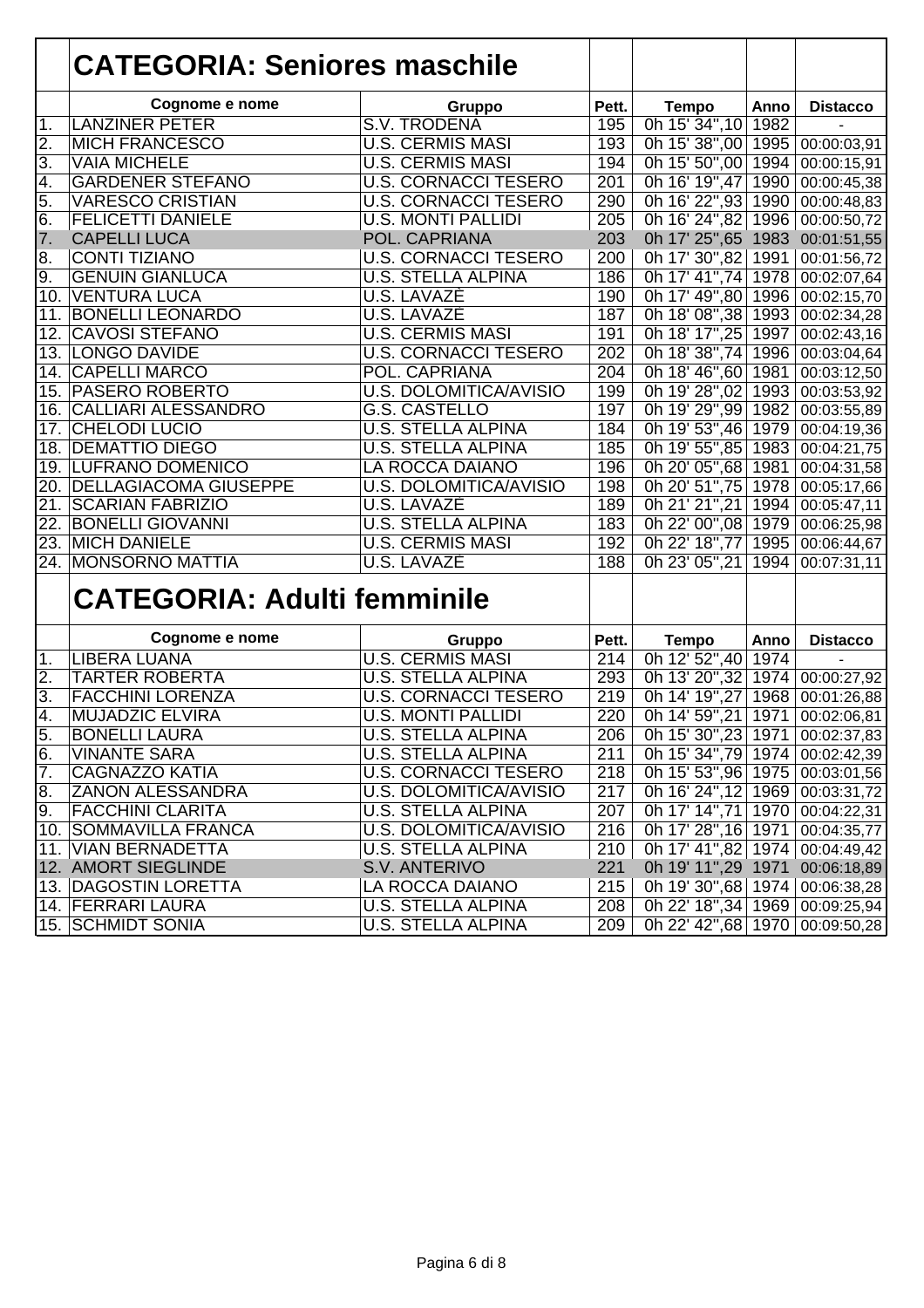## CATEGORIA: Seniores maschile

| | Cognome e nome | Gruppo | Pett. | Tempo | Anno | Distacco |
|---|---|---|---|---|---|---|
| 1. | LANZINER PETER | S.V. TRODENA | 195 | 0h 15' 34",10 | 1982 | - |
| 2. | MICH FRANCESCO | U.S. CERMIS MASI | 193 | 0h 15' 38",00 | 1995 | 00:00:03,91 |
| 3. | VAIA MICHELE | U.S. CERMIS MASI | 194 | 0h 15' 50",00 | 1994 | 00:00:15,91 |
| 4. | GARDENER STEFANO | U.S. CORNACCI TESERO | 201 | 0h 16' 19",47 | 1990 | 00:00:45,38 |
| 5. | VARESCO CRISTIAN | U.S. CORNACCI TESERO | 290 | 0h 16' 22",93 | 1990 | 00:00:48,83 |
| 6. | FELICETTI DANIELE | U.S. MONTI PALLIDI | 205 | 0h 16' 24",82 | 1996 | 00:00:50,72 |
| 7. | CAPELLI LUCA | POL. CAPRIANA | 203 | 0h 17' 25",65 | 1983 | 00:01:51,55 |
| 8. | CONTI TIZIANO | U.S. CORNACCI TESERO | 200 | 0h 17' 30",82 | 1991 | 00:01:56,72 |
| 9. | GENUIN GIANLUCA | U.S. STELLA ALPINA | 186 | 0h 17' 41",74 | 1978 | 00:02:07,64 |
| 10. | VENTURA LUCA | U.S. LAVAZÈ | 190 | 0h 17' 49",80 | 1996 | 00:02:15,70 |
| 11. | BONELLI LEONARDO | U.S. LAVAZÈ | 187 | 0h 18' 08",38 | 1993 | 00:02:34,28 |
| 12. | CAVOSI STEFANO | U.S. CERMIS MASI | 191 | 0h 18' 17",25 | 1997 | 00:02:43,16 |
| 13. | LONGO DAVIDE | U.S. CORNACCI TESERO | 202 | 0h 18' 38",74 | 1996 | 00:03:04,64 |
| 14. | CAPELLI MARCO | POL. CAPRIANA | 204 | 0h 18' 46",60 | 1981 | 00:03:12,50 |
| 15. | PASERO ROBERTO | U.S. DOLOMITICA/AVISIO | 199 | 0h 19' 28",02 | 1993 | 00:03:53,92 |
| 16. | CALLIARI ALESSANDRO | G.S. CASTELLO | 197 | 0h 19' 29",99 | 1982 | 00:03:55,89 |
| 17. | CHELODI LUCIO | U.S. STELLA ALPINA | 184 | 0h 19' 53",46 | 1979 | 00:04:19,36 |
| 18. | DEMATTIO DIEGO | U.S. STELLA ALPINA | 185 | 0h 19' 55",85 | 1983 | 00:04:21,75 |
| 19. | LUFRANO DOMENICO | LA ROCCA DAIANO | 196 | 0h 20' 05",68 | 1981 | 00:04:31,58 |
| 20. | DELLAGIACOMA GIUSEPPE | U.S. DOLOMITICA/AVISIO | 198 | 0h 20' 51",75 | 1978 | 00:05:17,66 |
| 21. | SCARIAN FABRIZIO | U.S. LAVAZÈ | 189 | 0h 21' 21",21 | 1994 | 00:05:47,11 |
| 22. | BONELLI GIOVANNI | U.S. STELLA ALPINA | 183 | 0h 22' 00",08 | 1979 | 00:06:25,98 |
| 23. | MICH DANIELE | U.S. CERMIS MASI | 192 | 0h 22' 18",77 | 1995 | 00:06:44,67 |
| 24. | MONSORNO MATTIA | U.S. LAVAZÈ | 188 | 0h 23' 05",21 | 1994 | 00:07:31,11 |

## CATEGORIA: Adulti femminile

| | Cognome e nome | Gruppo | Pett. | Tempo | Anno | Distacco |
|---|---|---|---|---|---|---|
| 1. | LIBERA LUANA | U.S. CERMIS MASI | 214 | 0h 12' 52",40 | 1974 | - |
| 2. | TARTER ROBERTA | U.S. STELLA ALPINA | 293 | 0h 13' 20",32 | 1974 | 00:00:27,92 |
| 3. | FACCHINI LORENZA | U.S. CORNACCI TESERO | 219 | 0h 14' 19",27 | 1968 | 00:01:26,88 |
| 4. | MUJADZIC ELVIRA | U.S. MONTI PALLIDI | 220 | 0h 14' 59",21 | 1971 | 00:02:06,81 |
| 5. | BONELLI LAURA | U.S. STELLA ALPINA | 206 | 0h 15' 30",23 | 1971 | 00:02:37,83 |
| 6. | VINANTE SARA | U.S. STELLA ALPINA | 211 | 0h 15' 34",79 | 1974 | 00:02:42,39 |
| 7. | CAGNAZZO KATIA | U.S. CORNACCI TESERO | 218 | 0h 15' 53",96 | 1975 | 00:03:01,56 |
| 8. | ZANON ALESSANDRA | U.S. DOLOMITICA/AVISIO | 217 | 0h 16' 24",12 | 1969 | 00:03:31,72 |
| 9. | FACCHINI CLARITA | U.S. STELLA ALPINA | 207 | 0h 17' 14",71 | 1970 | 00:04:22,31 |
| 10. | SOMMAVILLA FRANCA | U.S. DOLOMITICA/AVISIO | 216 | 0h 17' 28",16 | 1971 | 00:04:35,77 |
| 11. | VIAN BERNADETTA | U.S. STELLA ALPINA | 210 | 0h 17' 41",82 | 1974 | 00:04:49,42 |
| 12. | AMORT SIEGLINDE | S.V. ANTERIVO | 221 | 0h 19' 11",29 | 1971 | 00:06:18,89 |
| 13. | DAGOSTIN LORETTA | LA ROCCA DAIANO | 215 | 0h 19' 30",68 | 1974 | 00:06:38,28 |
| 14. | FERRARI LAURA | U.S. STELLA ALPINA | 208 | 0h 22' 18",34 | 1969 | 00:09:25,94 |
| 15. | SCHMIDT SONIA | U.S. STELLA ALPINA | 209 | 0h 22' 42",68 | 1970 | 00:09:50,28 |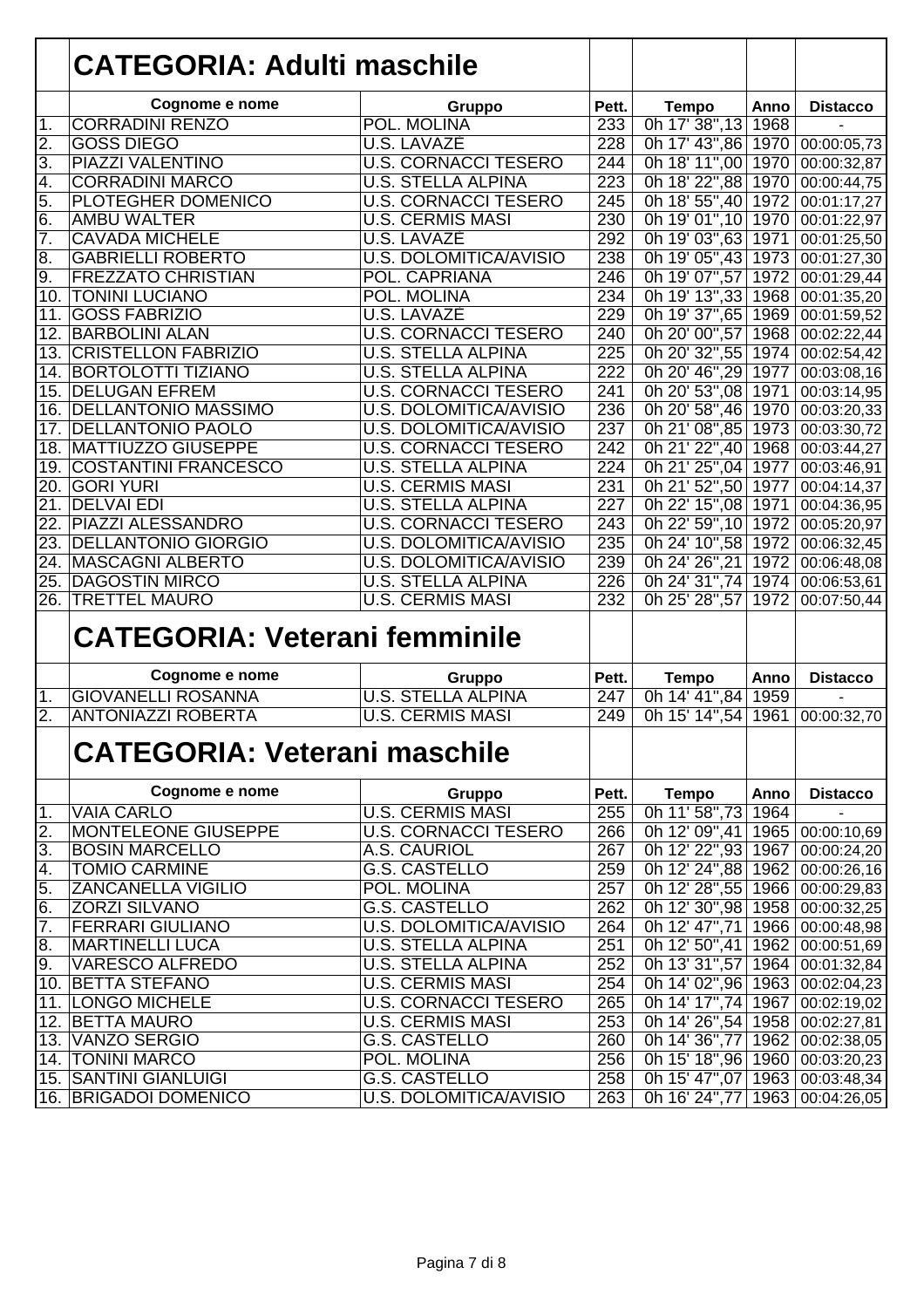## CATEGORIA: Adulti maschile

| | Cognome e nome | Gruppo | Pett. | Tempo | Anno | Distacco |
|---|---|---|---|---|---|---|
| 1. | CORRADINI RENZO | POL. MOLINA | 233 | 0h 17' 38",13 | 1968 | - |
| 2. | GOSS DIEGO | U.S. LAVAZÈ | 228 | 0h 17' 43",86 | 1970 | 00:00:05,73 |
| 3. | PIAZZI VALENTINO | U.S. CORNACCI TESERO | 244 | 0h 18' 11",00 | 1970 | 00:00:32,87 |
| 4. | CORRADINI MARCO | U.S. STELLA ALPINA | 223 | 0h 18' 22",88 | 1970 | 00:00:44,75 |
| 5. | PLOTEGHER DOMENICO | U.S. CORNACCI TESERO | 245 | 0h 18' 55",40 | 1972 | 00:01:17,27 |
| 6. | AMBU WALTER | U.S. CERMIS MASI | 230 | 0h 19' 01",10 | 1970 | 00:01:22,97 |
| 7. | CAVADA MICHELE | U.S. LAVAZÈ | 292 | 0h 19' 03",63 | 1971 | 00:01:25,50 |
| 8. | GABRIELLI ROBERTO | U.S. DOLOMITICA/AVISIO | 238 | 0h 19' 05",43 | 1973 | 00:01:27,30 |
| 9. | FREZZATO CHRISTIAN | POL. CAPRIANA | 246 | 0h 19' 07",57 | 1972 | 00:01:29,44 |
| 10. | TONINI LUCIANO | POL. MOLINA | 234 | 0h 19' 13",33 | 1968 | 00:01:35,20 |
| 11. | GOSS FABRIZIO | U.S. LAVAZÈ | 229 | 0h 19' 37",65 | 1969 | 00:01:59,52 |
| 12. | BARBOLINI ALAN | U.S. CORNACCI TESERO | 240 | 0h 20' 00",57 | 1968 | 00:02:22,44 |
| 13. | CRISTELLON FABRIZIO | U.S. STELLA ALPINA | 225 | 0h 20' 32",55 | 1974 | 00:02:54,42 |
| 14. | BORTOLOTTI TIZIANO | U.S. STELLA ALPINA | 222 | 0h 20' 46",29 | 1977 | 00:03:08,16 |
| 15. | DELUGAN EFREM | U.S. CORNACCI TESERO | 241 | 0h 20' 53",08 | 1971 | 00:03:14,95 |
| 16. | DELLANTONIO MASSIMO | U.S. DOLOMITICA/AVISIO | 236 | 0h 20' 58",46 | 1970 | 00:03:20,33 |
| 17. | DELLANTONIO PAOLO | U.S. DOLOMITICA/AVISIO | 237 | 0h 21' 08",85 | 1973 | 00:03:30,72 |
| 18. | MATTIUZZO GIUSEPPE | U.S. CORNACCI TESERO | 242 | 0h 21' 22",40 | 1968 | 00:03:44,27 |
| 19. | COSTANTINI FRANCESCO | U.S. STELLA ALPINA | 224 | 0h 21' 25",04 | 1977 | 00:03:46,91 |
| 20. | GORI YURI | U.S. CERMIS MASI | 231 | 0h 21' 52",50 | 1977 | 00:04:14,37 |
| 21. | DELVAI EDI | U.S. STELLA ALPINA | 227 | 0h 22' 15",08 | 1971 | 00:04:36,95 |
| 22. | PIAZZI ALESSANDRO | U.S. CORNACCI TESERO | 243 | 0h 22' 59",10 | 1972 | 00:05:20,97 |
| 23. | DELLANTONIO GIORGIO | U.S. DOLOMITICA/AVISIO | 235 | 0h 24' 10",58 | 1972 | 00:06:32,45 |
| 24. | MASCAGNI ALBERTO | U.S. DOLOMITICA/AVISIO | 239 | 0h 24' 26",21 | 1972 | 00:06:48,08 |
| 25. | DAGOSTIN MIRCO | U.S. STELLA ALPINA | 226 | 0h 24' 31",74 | 1974 | 00:06:53,61 |
| 26. | TRETTEL MAURO | U.S. CERMIS MASI | 232 | 0h 25' 28",57 | 1972 | 00:07:50,44 |

## CATEGORIA: Veterani femminile

| | Cognome e nome | Gruppo | Pett. | Tempo | Anno | Distacco |
|---|---|---|---|---|---|---|
| 1. | GIOVANELLI ROSANNA | U.S. STELLA ALPINA | 247 | 0h 14' 41",84 | 1959 | - |
| 2. | ANTONIAZZI ROBERTA | U.S. CERMIS MASI | 249 | 0h 15' 14",54 | 1961 | 00:00:32,70 |

## CATEGORIA: Veterani maschile

| | Cognome e nome | Gruppo | Pett. | Tempo | Anno | Distacco |
|---|---|---|---|---|---|---|
| 1. | VAIA CARLO | U.S. CERMIS MASI | 255 | 0h 11' 58",73 | 1964 | - |
| 2. | MONTELEONE GIUSEPPE | U.S. CORNACCI TESERO | 266 | 0h 12' 09",41 | 1965 | 00:00:10,69 |
| 3. | BOSIN MARCELLO | A.S. CAURIOL | 267 | 0h 12' 22",93 | 1967 | 00:00:24,20 |
| 4. | TOMIO CARMINE | G.S. CASTELLO | 259 | 0h 12' 24",88 | 1962 | 00:00:26,16 |
| 5. | ZANCANELLA VIGILIO | POL. MOLINA | 257 | 0h 12' 28",55 | 1966 | 00:00:29,83 |
| 6. | ZORZI SILVANO | G.S. CASTELLO | 262 | 0h 12' 30",98 | 1958 | 00:00:32,25 |
| 7. | FERRARI GIULIANO | U.S. DOLOMITICA/AVISIO | 264 | 0h 12' 47",71 | 1966 | 00:00:48,98 |
| 8. | MARTINELLI LUCA | U.S. STELLA ALPINA | 251 | 0h 12' 50",41 | 1962 | 00:00:51,69 |
| 9. | VARESCO ALFREDO | U.S. STELLA ALPINA | 252 | 0h 13' 31",57 | 1964 | 00:01:32,84 |
| 10. | BETTA STEFANO | U.S. CERMIS MASI | 254 | 0h 14' 02",96 | 1963 | 00:02:04,23 |
| 11. | LONGO MICHELE | U.S. CORNACCI TESERO | 265 | 0h 14' 17",74 | 1967 | 00:02:19,02 |
| 12. | BETTA MAURO | U.S. CERMIS MASI | 253 | 0h 14' 26",54 | 1958 | 00:02:27,81 |
| 13. | VANZO SERGIO | G.S. CASTELLO | 260 | 0h 14' 36",77 | 1962 | 00:02:38,05 |
| 14. | TONINI MARCO | POL. MOLINA | 256 | 0h 15' 18",96 | 1960 | 00:03:20,23 |
| 15. | SANTINI GIANLUIGI | G.S. CASTELLO | 258 | 0h 15' 47",07 | 1963 | 00:03:48,34 |
| 16. | BRIGADOI DOMENICO | U.S. DOLOMITICA/AVISIO | 263 | 0h 16' 24",77 | 1963 | 00:04:26,05 |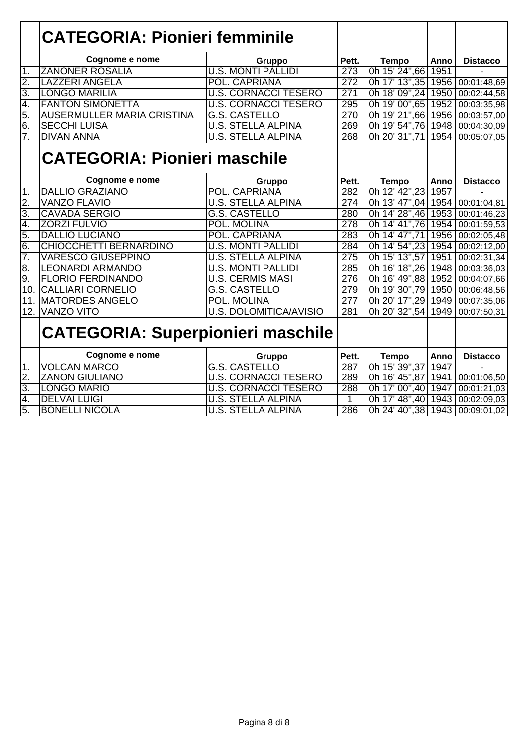## CATEGORIA: Pionieri femminile

| | Cognome e nome | Gruppo | Pett. | Tempo | Anno | Distacco |
|---|---|---|---|---|---|---|
| 1. | ZANONER ROSALIA | U.S. MONTI PALLIDI | 273 | 0h 15' 24",66 | 1951 | - |
| 2. | LAZZERI ANGELA | POL. CAPRIANA | 272 | 0h 17' 13",35 | 1956 | 00:01:48,69 |
| 3. | LONGO MARILIA | U.S. CORNACCI TESERO | 271 | 0h 18' 09",24 | 1950 | 00:02:44,58 |
| 4. | FANTON SIMONETTA | U.S. CORNACCI TESERO | 295 | 0h 19' 00",65 | 1952 | 00:03:35,98 |
| 5. | AUSERMULLER MARIA CRISTINA | G.S. CASTELLO | 270 | 0h 19' 21",66 | 1956 | 00:03:57,00 |
| 6. | SECCHI LUISA | U.S. STELLA ALPINA | 269 | 0h 19' 54",76 | 1948 | 00:04:30,09 |
| 7. | DIVAN ANNA | U.S. STELLA ALPINA | 268 | 0h 20' 31",71 | 1954 | 00:05:07,05 |

## CATEGORIA: Pionieri maschile

| | Cognome e nome | Gruppo | Pett. | Tempo | Anno | Distacco |
|---|---|---|---|---|---|---|
| 1. | DALLIO GRAZIANO | POL. CAPRIANA | 282 | 0h 12' 42",23 | 1957 | - |
| 2. | VANZO FLAVIO | U.S. STELLA ALPINA | 274 | 0h 13' 47",04 | 1954 | 00:01:04,81 |
| 3. | CAVADA SERGIO | G.S. CASTELLO | 280 | 0h 14' 28",46 | 1953 | 00:01:46,23 |
| 4. | ZORZI FULVIO | POL. MOLINA | 278 | 0h 14' 41",76 | 1954 | 00:01:59,53 |
| 5. | DALLIO LUCIANO | POL. CAPRIANA | 283 | 0h 14' 47",71 | 1956 | 00:02:05,48 |
| 6. | CHIOCCHETTI BERNARDINO | U.S. MONTI PALLIDI | 284 | 0h 14' 54",23 | 1954 | 00:02:12,00 |
| 7. | VARESCO GIUSEPPINO | U.S. STELLA ALPINA | 275 | 0h 15' 13",57 | 1951 | 00:02:31,34 |
| 8. | LEONARDI ARMANDO | U.S. MONTI PALLIDI | 285 | 0h 16' 18",26 | 1948 | 00:03:36,03 |
| 9. | FLORIO FERDINANDO | U.S. CERMIS MASI | 276 | 0h 16' 49",88 | 1952 | 00:04:07,66 |
| 10. | CALLIARI CORNELIO | G.S. CASTELLO | 279 | 0h 19' 30",79 | 1950 | 00:06:48,56 |
| 11. | MATORDES ANGELO | POL. MOLINA | 277 | 0h 20' 17",29 | 1949 | 00:07:35,06 |
| 12. | VANZO VITO | U.S. DOLOMITICA/AVISIO | 281 | 0h 20' 32",54 | 1949 | 00:07:50,31 |

## CATEGORIA: Superpionieri maschile

| | Cognome e nome | Gruppo | Pett. | Tempo | Anno | Distacco |
|---|---|---|---|---|---|---|
| 1. | VOLCAN MARCO | G.S. CASTELLO | 287 | 0h 15' 39",37 | 1947 | - |
| 2. | ZANON GIULIANO | U.S. CORNACCI TESERO | 289 | 0h 16' 45",87 | 1941 | 00:01:06,50 |
| 3. | LONGO MARIO | U.S. CORNACCI TESERO | 288 | 0h 17' 00",40 | 1947 | 00:01:21,03 |
| 4. | DELVAI LUIGI | U.S. STELLA ALPINA | 1 | 0h 17' 48",40 | 1943 | 00:02:09,03 |
| 5. | BONELLI NICOLA | U.S. STELLA ALPINA | 286 | 0h 24' 40",38 | 1943 | 00:09:01,02 |